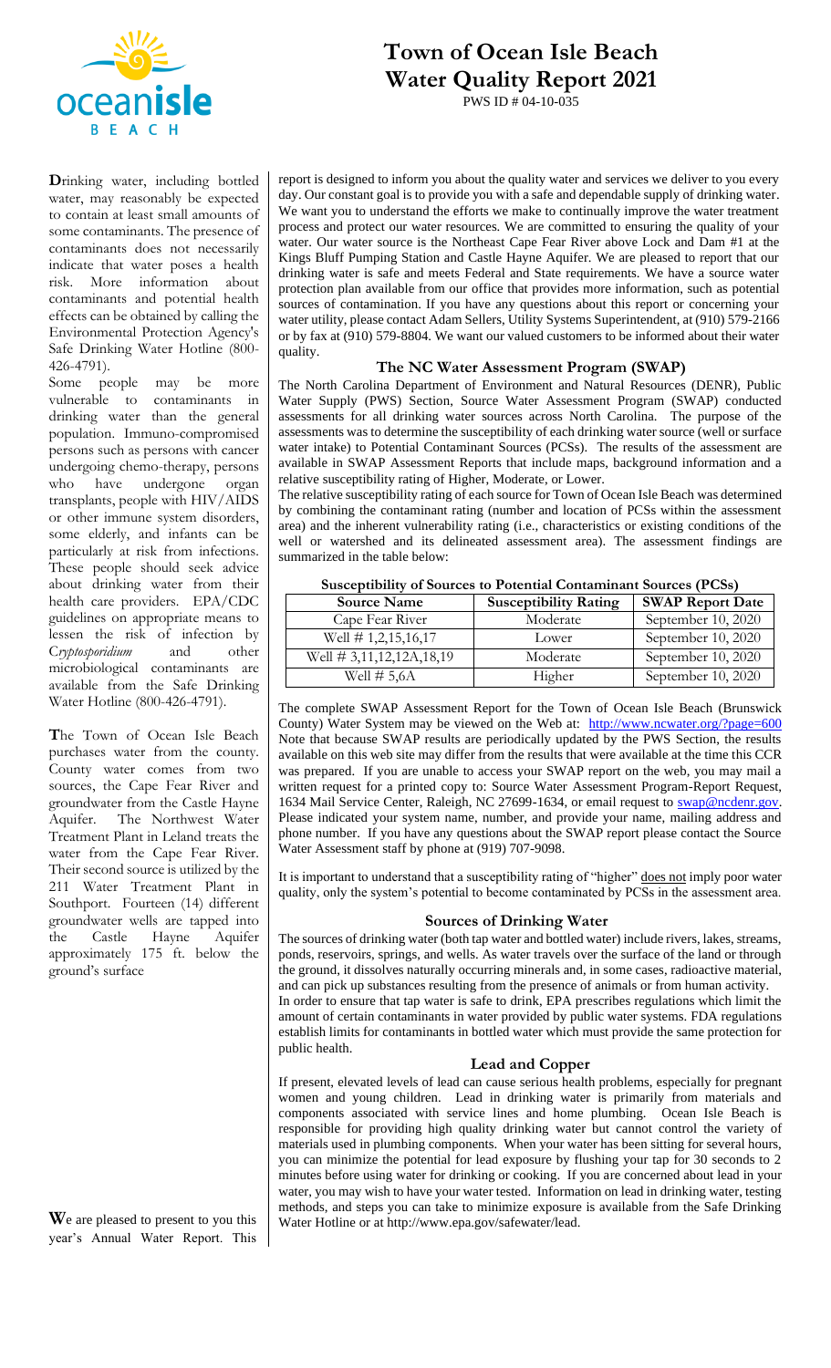# Town of Ocean Isle Beach Water Quality Report 2021

PWS ID # 04-10-035

**D**rinking water, including bottled water, may reasonably be expected to contain at least small amounts of some contaminants. The presence of contaminants does not necessarily indicate that water poses a health risk. More information about contaminants and potential health effects can be obtained by calling the Environmental Protection Agency's Safe Drinking Water Hotline (800-426-4791).

Some people may be more vulnerable to contaminants in drinking water than the general population. Immuno-compromised persons such as persons with cancer undergoing chemo-therapy, persons who have undergone organ transplants, people with HIV/AIDS or other immune system disorders, some elderly, and infants can be particularly at risk from infections. These people should seek advice about drinking water from their health care providers. EPA/CDC guidelines on appropriate means to lessen the risk of infection by *Cryptosporidium* and other microbiological contaminants are available from the Safe Drinking Water Hotline (800-426-4791).

**T**he Town of Ocean Isle Beach purchases water from the county. County water comes from two sources, the Cape Fear River and groundwater from the Castle Hayne Aquifer. The Northwest Water Treatment Plant in Leland treats the water from the Cape Fear River. Their second source is utilized by the 211 Water Treatment Plant in Southport. Fourteen (14) different groundwater wells are tapped into the Castle Hayne Aquifer approximately 175 ft. below the ground's surface

**W**e are pleased to present to you this year's Annual Water Report. This report is designed to inform you about the quality water and services we deliver to you every day. Our constant goal is to provide you with a safe and dependable supply of drinking water. We want you to understand the efforts we make to continually improve the water treatment process and protect our water resources. We are committed to ensuring the quality of your water. Our water source is the Northeast Cape Fear River above Lock and Dam #1 at the Kings Bluff Pumping Station and Castle Hayne Aquifer. We are pleased to report that our drinking water is safe and meets Federal and State requirements. We have a source water protection plan available from our office that provides more information, such as potential sources of contamination. If you have any questions about this report or concerning your water utility, please contact Adam Sellers, Utility Systems Superintendent, at (910) 579-2166 or by fax at (910) 579-8804. We want our valued customers to be informed about their water quality.

## The NC Water Assessment Program (SWAP)

The North Carolina Department of Environment and Natural Resources (DENR), Public Water Supply (PWS) Section, Source Water Assessment Program (SWAP) conducted assessments for all drinking water sources across North Carolina. The purpose of the assessments was to determine the susceptibility of each drinking water source (well or surface water intake) to Potential Contaminant Sources (PCSs). The results of the assessment are available in SWAP Assessment Reports that include maps, background information and a relative susceptibility rating of Higher, Moderate, or Lower.

The relative susceptibility rating of each source for Town of Ocean Isle Beach was determined by combining the contaminant rating (number and location of PCSs within the assessment area) and the inherent vulnerability rating (i.e., characteristics or existing conditions of the well or watershed and its delineated assessment area). The assessment findings are summarized in the table below:

**Susceptibility of Sources to Potential Contaminant Sources (PCSs)**

| Source Name | Susceptibility Rating | SWAP Report Date |
|---|---|---|
| Cape Fear River | Moderate | September 10, 2020 |
| Well # 1,2,15,16,17 | Lower | September 10, 2020 |
| Well # 3,11,12,12A,18,19 | Moderate | September 10, 2020 |
| Well # 5,6A | Higher | September 10, 2020 |

The complete SWAP Assessment Report for the Town of Ocean Isle Beach (Brunswick County) Water System may be viewed on the Web at: http://www.ncwater.org/?page=600 Note that because SWAP results are periodically updated by the PWS Section, the results available on this web site may differ from the results that were available at the time this CCR was prepared. If you are unable to access your SWAP report on the web, you may mail a written request for a printed copy to: Source Water Assessment Program-Report Request, 1634 Mail Service Center, Raleigh, NC 27699-1634, or email request to swap@ncdenr.gov. Please indicated your system name, number, and provide your name, mailing address and phone number. If you have any questions about the SWAP report please contact the Source Water Assessment staff by phone at (919) 707-9098.

It is important to understand that a susceptibility rating of "higher" does not imply poor water quality, only the system's potential to become contaminated by PCSs in the assessment area.

## Sources of Drinking Water

The sources of drinking water (both tap water and bottled water) include rivers, lakes, streams, ponds, reservoirs, springs, and wells. As water travels over the surface of the land or through the ground, it dissolves naturally occurring minerals and, in some cases, radioactive material, and can pick up substances resulting from the presence of animals or from human activity.

In order to ensure that tap water is safe to drink, EPA prescribes regulations which limit the amount of certain contaminants in water provided by public water systems. FDA regulations establish limits for contaminants in bottled water which must provide the same protection for public health.

## Lead and Copper

If present, elevated levels of lead can cause serious health problems, especially for pregnant women and young children. Lead in drinking water is primarily from materials and components associated with service lines and home plumbing. Ocean Isle Beach is responsible for providing high quality drinking water but cannot control the variety of materials used in plumbing components. When your water has been sitting for several hours, you can minimize the potential for lead exposure by flushing your tap for 30 seconds to 2 minutes before using water for drinking or cooking. If you are concerned about lead in your water, you may wish to have your water tested. Information on lead in drinking water, testing methods, and steps you can take to minimize exposure is available from the Safe Drinking Water Hotline or at http://www.epa.gov/safewater/lead.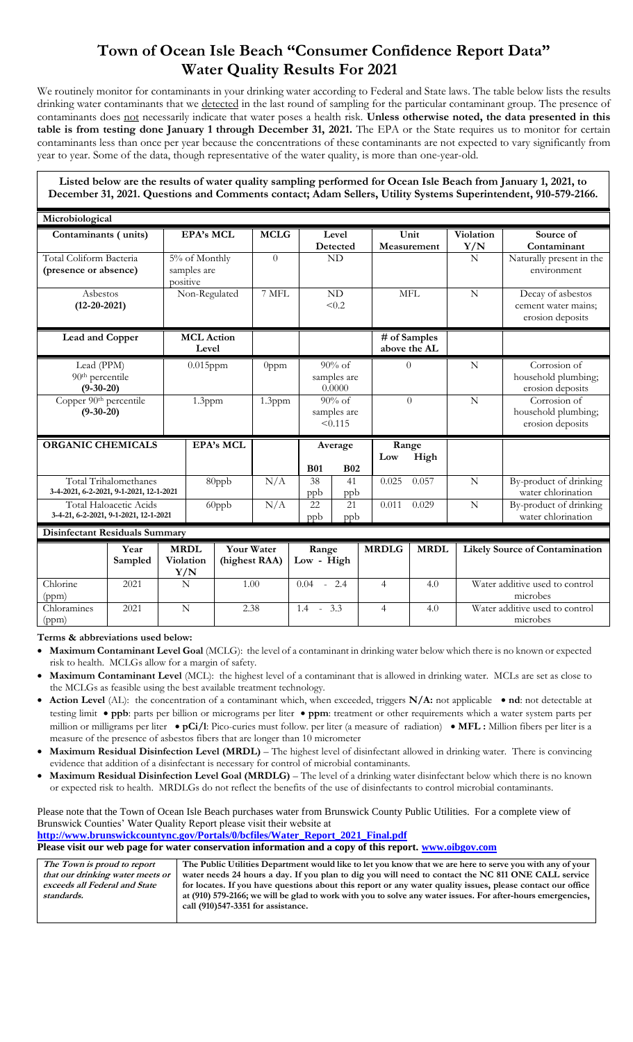# Town of Ocean Isle Beach "Consumer Confidence Report Data" Water Quality Results For 2021

We routinely monitor for contaminants in your drinking water according to Federal and State laws. The table below lists the results drinking water contaminants that we detected in the last round of sampling for the particular contaminant group. The presence of contaminants does not necessarily indicate that water poses a health risk. **Unless otherwise noted, the data presented in this table is from testing done January 1 through December 31, 2021.** The EPA or the State requires us to monitor for certain contaminants less than once per year because the concentrations of these contaminants are not expected to vary significantly from year to year. Some of the data, though representative of the water quality, is more than one-year-old.

**Listed below are the results of water quality sampling performed for Ocean Isle Beach from January 1, 2021, to December 31, 2021. Questions and Comments contact; Adam Sellers, Utility Systems Superintendent, 910-579-2166.**

| Microbiological | | | | | | | | |
|---|---|---|---|---|---|---|---|---|
| **Contaminants ( units)** | **EPA's MCL** | **MCLG** | **Level Detected** | | **Unit Measurement** | | **Violation Y/N** | **Source of Contaminant** |
| Total Coliform Bacteria **(presence or absence)** | 5% of Monthly samples are positive | 0 | ND | | | | N | Naturally present in the environment |
| Asbestos **(12-20-2021)** | Non-Regulated | 7 MFL | ND <0.2 | | MFL | | N | Decay of asbestos cement water mains; erosion deposits |
| **Lead and Copper** | **MCL Action Level** | | | | **# of Samples above the AL** | | | |
| Lead (PPM) 90th percentile **(9-30-20)** | 0.015ppm | 0ppm | 90% of samples are 0.0000 | | 0 | | N | Corrosion of household plumbing; erosion deposits |
| Copper 90th percentile **(9-30-20)** | 1.3ppm | 1.3ppm | 90% of samples are <0.115 | | 0 | | N | Corrosion of household plumbing; erosion deposits |
| **ORGANIC CHEMICALS** | **EPA's MCL** | | **Average** | | **Range** | | | |
| | | | **B01** | **B02** | **Low** | **High** | | |
| Total Trihalomethanes **3-4-2021, 6-2-2021, 9-1-2021, 12-1-2021** | 80ppb | N/A | 38 ppb | 41 ppb | 0.025 | 0.057 | N | By-product of drinking water chlorination |
| Total Haloacetic Acids **3-4-21, 6-2-2021, 9-1-2021, 12-1-2021** | 60ppb | N/A | 22 ppb | 21 ppb | 0.011 | 0.029 | N | By-product of drinking water chlorination |

**Disinfectant Residuals Summary**

| | Year Sampled | MRDL Violation Y/N | Your Water (highest RAA) | Range Low - High | MRDLG | MRDL | Likely Source of Contamination |
|---|---|---|---|---|---|---|---|
| Chlorine (ppm) | 2021 | N | 1.00 | 0.04 - 2.4 | 4 | 4.0 | Water additive used to control microbes |
| Chloramines (ppm) | 2021 | N | 2.38 | 1.4 - 3.3 | 4 | 4.0 | Water additive used to control microbes |

**Terms & abbreviations used below:**

- **Maximum Contaminant Level Goal** (MCLG): the level of a contaminant in drinking water below which there is no known or expected risk to health. MCLGs allow for a margin of safety.
- **Maximum Contaminant Level** (MCL): the highest level of a contaminant that is allowed in drinking water. MCLs are set as close to the MCLGs as feasible using the best available treatment technology.
- **Action Level** (AL): the concentration of a contaminant which, when exceeded, triggers **N/A:** not applicable • **nd**: not detectable at testing limit • **ppb**: parts per billion or micrograms per liter • **ppm**: treatment or other requirements which a water system parts per million or milligrams per liter • **pCi/l**: Pico-curies must follow. per liter (a measure of radiation) • **MFL :** Million fibers per liter is a measure of the presence of asbestos fibers that are longer than 10 micrometer
- **Maximum Residual Disinfection Level (MRDL)** – The highest level of disinfectant allowed in drinking water. There is convincing evidence that addition of a disinfectant is necessary for control of microbial contaminants.
- **Maximum Residual Disinfection Level Goal (MRDLG)** – The level of a drinking water disinfectant below which there is no known or expected risk to health. MRDLGs do not reflect the benefits of the use of disinfectants to control microbial contaminants.

Please note that the Town of Ocean Isle Beach purchases water from Brunswick County Public Utilities. For a complete view of Brunswick Counties' Water Quality Report please visit their website at
**http://www.brunswickcountync.gov/Portals/0/bcfiles/Water_Report_2021_Final.pdf**
**Please visit our web page for water conservation information and a copy of this report. www.oibgov.com**

| | |
|---|---|
| ***The Town is proud to report that our drinking water meets or exceeds all Federal and State standards.*** | **The Public Utilities Department would like to let you know that we are here to serve you with any of your water needs 24 hours a day. If you plan to dig you will need to contact the NC 811 ONE CALL service for locates. If you have questions about this report or any water quality issues, please contact our office at (910) 579-2166; we will be glad to work with you to solve any water issues. For after-hours emergencies, call (910)547-3351 for assistance.** |